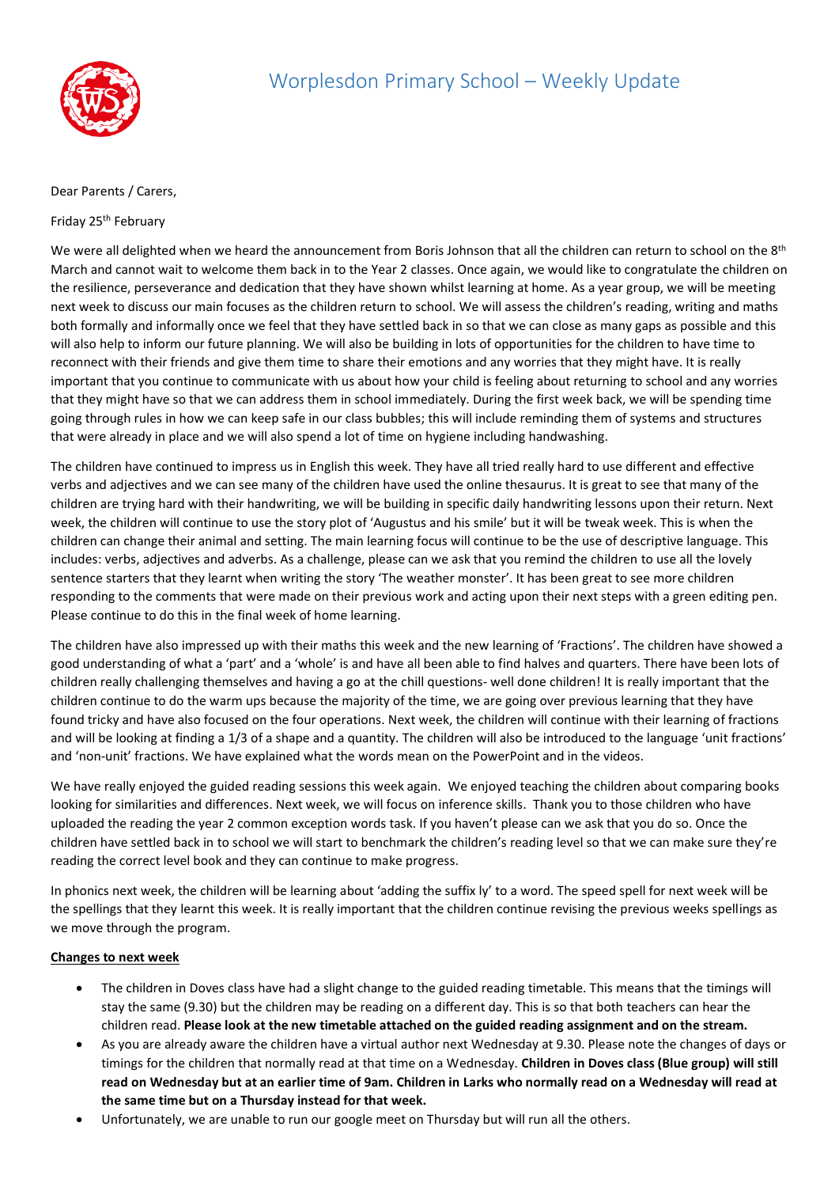# Worplesdon Primary School – Weekly Update

Dear Parents / Carers,

Friday 25th February

We were all delighted when we heard the announcement from Boris Johnson that all the children can return to school on the 8th March and cannot wait to welcome them back in to the Year 2 classes. Once again, we would like to congratulate the children on the resilience, perseverance and dedication that they have shown whilst learning at home. As a year group, we will be meeting next week to discuss our main focuses as the children return to school. We will assess the children's reading, writing and maths both formally and informally once we feel that they have settled back in so that we can close as many gaps as possible and this will also help to inform our future planning. We will also be building in lots of opportunities for the children to have time to reconnect with their friends and give them time to share their emotions and any worries that they might have. It is really important that you continue to communicate with us about how your child is feeling about returning to school and any worries that they might have so that we can address them in school immediately. During the first week back, we will be spending time going through rules in how we can keep safe in our class bubbles; this will include reminding them of systems and structures that were already in place and we will also spend a lot of time on hygiene including handwashing.

The children have continued to impress us in English this week. They have all tried really hard to use different and effective verbs and adjectives and we can see many of the children have used the online thesaurus. It is great to see that many of the children are trying hard with their handwriting, we will be building in specific daily handwriting lessons upon their return. Next week, the children will continue to use the story plot of 'Augustus and his smile' but it will be tweak week. This is when the children can change their animal and setting. The main learning focus will continue to be the use of descriptive language. This includes: verbs, adjectives and adverbs. As a challenge, please can we ask that you remind the children to use all the lovely sentence starters that they learnt when writing the story 'The weather monster'. It has been great to see more children responding to the comments that were made on their previous work and acting upon their next steps with a green editing pen. Please continue to do this in the final week of home learning.

The children have also impressed up with their maths this week and the new learning of 'Fractions'. The children have showed a good understanding of what a 'part' and a 'whole' is and have all been able to find halves and quarters. There have been lots of children really challenging themselves and having a go at the chill questions- well done children! It is really important that the children continue to do the warm ups because the majority of the time, we are going over previous learning that they have found tricky and have also focused on the four operations. Next week, the children will continue with their learning of fractions and will be looking at finding a 1/3 of a shape and a quantity. The children will also be introduced to the language 'unit fractions' and 'non-unit' fractions. We have explained what the words mean on the PowerPoint and in the videos.

We have really enjoyed the guided reading sessions this week again. We enjoyed teaching the children about comparing books looking for similarities and differences. Next week, we will focus on inference skills. Thank you to those children who have uploaded the reading the year 2 common exception words task. If you haven't please can we ask that you do so. Once the children have settled back in to school we will start to benchmark the children's reading level so that we can make sure they're reading the correct level book and they can continue to make progress.

In phonics next week, the children will be learning about 'adding the suffix ly' to a word. The speed spell for next week will be the spellings that they learnt this week. It is really important that the children continue revising the previous weeks spellings as we move through the program.

**Changes to next week**

- The children in Doves class have had a slight change to the guided reading timetable. This means that the timings will stay the same (9.30) but the children may be reading on a different day. This is so that both teachers can hear the children read. **Please look at the new timetable attached on the guided reading assignment and on the stream.**
- As you are already aware the children have a virtual author next Wednesday at 9.30. Please note the changes of days or timings for the children that normally read at that time on a Wednesday. **Children in Doves class (Blue group) will still read on Wednesday but at an earlier time of 9am. Children in Larks who normally read on a Wednesday will read at the same time but on a Thursday instead for that week.**
- Unfortunately, we are unable to run our google meet on Thursday but will run all the others.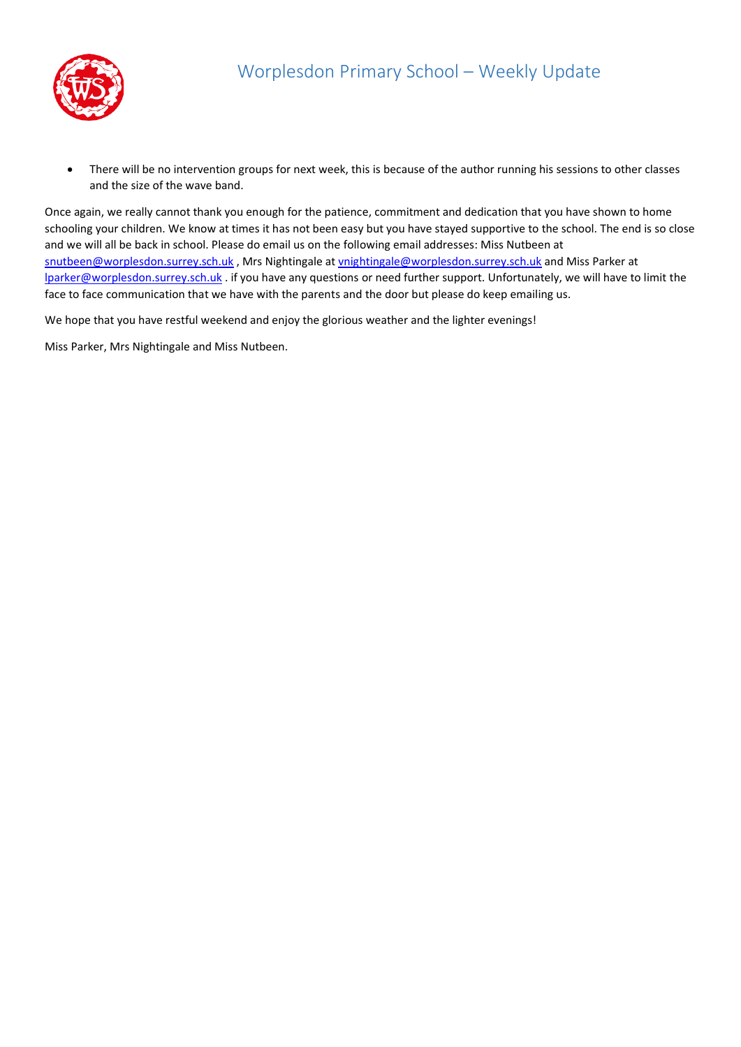- There will be no intervention groups for next week, this is because of the author running his sessions to other classes and the size of the wave band.

Once again, we really cannot thank you enough for the patience, commitment and dedication that you have shown to home schooling your children. We know at times it has not been easy but you have stayed supportive to the school. The end is so close and we will all be back in school. Please do email us on the following email addresses: Miss Nutbeen at snutbeen@worplesdon.surrey.sch.uk , Mrs Nightingale at vnightingale@worplesdon.surrey.sch.uk and Miss Parker at lparker@worplesdon.surrey.sch.uk . if you have any questions or need further support. Unfortunately, we will have to limit the face to face communication that we have with the parents and the door but please do keep emailing us.

We hope that you have restful weekend and enjoy the glorious weather and the lighter evenings!

Miss Parker, Mrs Nightingale and Miss Nutbeen.